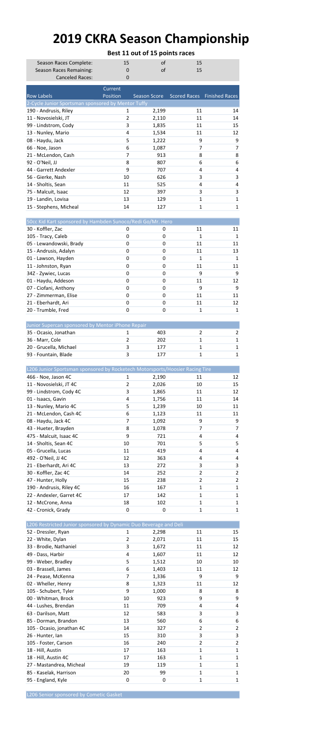# 2019 CKRA Season Championship

**Best 11 out of 15 points races**

| | | | |
|---|---|---|---|
| Season Races Complete: | 15 | of | 15 |
| Season Races Remaining: | 0 | of | 15 |
| Canceled Races: | 0 | | |

| Row Labels | Current Position | Season Score | Scored Races | Finished Races |
|---|---|---|---|---|
| **2-Cycle Junior Sportsman sponsored by Mentor Tuffy** | | | | |
| 190 - Andrusis, Riley | 1 | 2,199 | 11 | 14 |
| 11 - Novosielski, JT | 2 | 2,110 | 11 | 14 |
| 99 - Lindstrom, Cody | 3 | 1,835 | 11 | 15 |
| 13 - Nunley, Mario | 4 | 1,534 | 11 | 12 |
| 08 - Haydu, Jack | 5 | 1,222 | 9 | 9 |
| 66 - Noe, Jason | 6 | 1,087 | 7 | 7 |
| 21 - McLendon, Cash | 7 | 913 | 8 | 8 |
| 92 - O'Neil, JJ | 8 | 807 | 6 | 6 |
| 44 - Garrett Andexler | 9 | 707 | 4 | 4 |
| 56 - Gierke, Nash | 10 | 626 | 3 | 3 |
| 14 - Sholtis, Sean | 11 | 525 | 4 | 4 |
| 75 - Malcuit, Isaac | 12 | 397 | 3 | 3 |
| 19 - Landin, Lovisa | 13 | 129 | 1 | 1 |
| 15 - Stephens, Micheal | 14 | 127 | 1 | 1 |
| **50cc Kid Kart sponsored by Hambden Sunoco/Redi Go/Mr. Hero** | | | | |
| 30 - Koffler, Zac | 0 | 0 | 11 | 11 |
| 105 - Tracy, Caleb | 0 | 0 | 1 | 1 |
| 05 - Lewandowski, Brady | 0 | 0 | 11 | 11 |
| 15 - Andrusis, Adalyn | 0 | 0 | 11 | 13 |
| 01 - Lawson, Hayden | 0 | 0 | 1 | 1 |
| 11 - Johnston, Ryan | 0 | 0 | 11 | 11 |
| 34Z - Zywiec, Lucas | 0 | 0 | 9 | 9 |
| 01 - Haydu, Addeson | 0 | 0 | 11 | 12 |
| 07 - Ciofani, Anthony | 0 | 0 | 9 | 9 |
| 27 - Zimmerman, Elise | 0 | 0 | 11 | 11 |
| 21 - Eberhardt, Ari | 0 | 0 | 11 | 12 |
| 20 - Trumble, Fred | 0 | 0 | 1 | 1 |
| **Junior Supercan sponsored by Mentor iPhone Repair** | | | | |
| 35 - Ocasio, Jonathan | 1 | 403 | 2 | 2 |
| 36 - Marr, Cole | 2 | 202 | 1 | 1 |
| 20 - Grucella, Michael | 3 | 177 | 1 | 1 |
| 93 - Fountain, Blade | 3 | 177 | 1 | 1 |
| **L206 Junior Sportsman sponsored by Rocketech Motorsports/Hoosier Racing Tire** | | | | |
| 466 - Noe, Jason 4C | 1 | 2,190 | 11 | 12 |
| 11 - Novosielski, JT 4C | 2 | 2,026 | 10 | 15 |
| 99 - Lindstrom, Cody 4C | 3 | 1,865 | 11 | 12 |
| 01 - Isaacs, Gavin | 4 | 1,756 | 11 | 14 |
| 13 - Nunley, Mario 4C | 5 | 1,239 | 10 | 11 |
| 21 - McLendon, Cash 4C | 6 | 1,123 | 11 | 11 |
| 08 - Haydu, Jack 4C | 7 | 1,092 | 9 | 9 |
| 43 - Hueter, Brayden | 8 | 1,078 | 7 | 7 |
| 475 - Malcuit, Isaac 4C | 9 | 721 | 4 | 4 |
| 14 - Sholtis, Sean 4C | 10 | 701 | 5 | 5 |
| 05 - Grucella, Lucas | 11 | 419 | 4 | 4 |
| 492 - O'Neil, JJ 4C | 12 | 363 | 4 | 4 |
| 21 - Eberhardt, Ari 4C | 13 | 272 | 3 | 3 |
| 30 - Koffler, Zac 4C | 14 | 252 | 2 | 2 |
| 47 - Hunter, Holly | 15 | 238 | 2 | 2 |
| 190 - Andrusis, Riley 4C | 16 | 167 | 1 | 1 |
| 22 - Andexler, Garret 4C | 17 | 142 | 1 | 1 |
| 12 - McCrone, Anna | 18 | 102 | 1 | 1 |
| 42 - Cronick, Grady | 0 | 0 | 1 | 1 |
| **L206 Restricted Junior sponsored by Dynamic Duo Beverage and Deli** | | | | |
| 52 - Dressler, Ryan | 1 | 2,298 | 11 | 15 |
| 22 - White, Dylan | 2 | 2,071 | 11 | 15 |
| 33 - Brodie, Nathaniel | 3 | 1,672 | 11 | 12 |
| 49 - Dass, Harbir | 4 | 1,607 | 11 | 12 |
| 99 - Weber, Bradley | 5 | 1,512 | 10 | 10 |
| 03 - Brassell, James | 6 | 1,403 | 11 | 12 |
| 24 - Pease, McKenna | 7 | 1,336 | 9 | 9 |
| 02 - Wheller, Henry | 8 | 1,323 | 11 | 12 |
| 105 - Schubert, Tyler | 9 | 1,000 | 8 | 8 |
| 00 - Whitman, Brock | 10 | 923 | 9 | 9 |
| 44 - Lushes, Brendan | 11 | 709 | 4 | 4 |
| 63 - Darilson, Matt | 12 | 583 | 3 | 3 |
| 85 - Dorman, Brandon | 13 | 560 | 6 | 6 |
| 105 - Ocasio, jonathan 4C | 14 | 327 | 2 | 2 |
| 26 - Hunter, Ian | 15 | 310 | 3 | 3 |
| 105 - Foster, Carson | 16 | 240 | 2 | 2 |
| 18 - Hill, Austin | 17 | 163 | 1 | 1 |
| 18 - Hill, Austin 4C | 17 | 163 | 1 | 1 |
| 27 - Mastandrea, Micheal | 19 | 119 | 1 | 1 |
| 85 - Kaselak, Harrison | 20 | 99 | 1 | 1 |
| 95 - England, Kyle | 0 | 0 | 1 | 1 |
| **L206 Senior sponsored by Cometic Gasket** | | | | |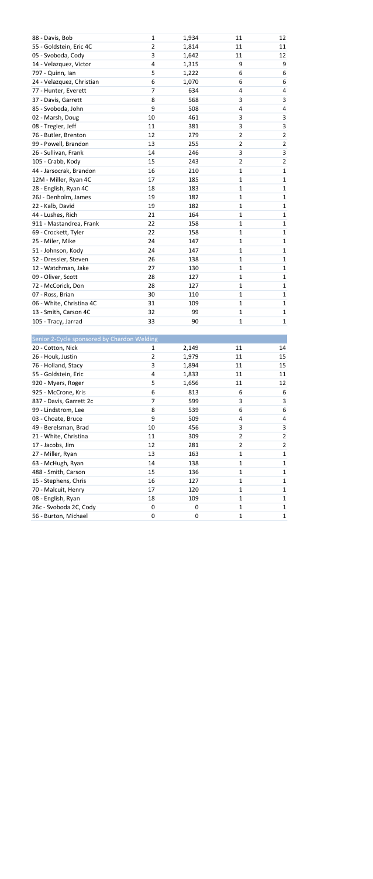| | | | | |
|---|---|---|---|---|
| 88 - Davis, Bob | 1 | 1,934 | 11 | 12 |
| 55 - Goldstein, Eric 4C | 2 | 1,814 | 11 | 11 |
| 05 - Svoboda, Cody | 3 | 1,642 | 11 | 12 |
| 14 - Velazquez, Victor | 4 | 1,315 | 9 | 9 |
| 797 - Quinn, Ian | 5 | 1,222 | 6 | 6 |
| 24 - Velazquez, Christian | 6 | 1,070 | 6 | 6 |
| 77 - Hunter, Everett | 7 | 634 | 4 | 4 |
| 37 - Davis, Garrett | 8 | 568 | 3 | 3 |
| 85 - Svoboda, John | 9 | 508 | 4 | 4 |
| 02 - Marsh, Doug | 10 | 461 | 3 | 3 |
| 08 - Tregler, Jeff | 11 | 381 | 3 | 3 |
| 76 - Butler, Brenton | 12 | 279 | 2 | 2 |
| 99 - Powell, Brandon | 13 | 255 | 2 | 2 |
| 26 - Sullivan, Frank | 14 | 246 | 3 | 3 |
| 105 - Crabb, Kody | 15 | 243 | 2 | 2 |
| 44 - Jarsocrak, Brandon | 16 | 210 | 1 | 1 |
| 12M - Miller, Ryan 4C | 17 | 185 | 1 | 1 |
| 28 - English, Ryan 4C | 18 | 183 | 1 | 1 |
| 26J - Denholm, James | 19 | 182 | 1 | 1 |
| 22 - Kalb, David | 19 | 182 | 1 | 1 |
| 44 - Lushes, Rich | 21 | 164 | 1 | 1 |
| 911 - Mastandrea, Frank | 22 | 158 | 1 | 1 |
| 69 - Crockett, Tyler | 22 | 158 | 1 | 1 |
| 25 - Miler, Mike | 24 | 147 | 1 | 1 |
| 51 - Johnson, Kody | 24 | 147 | 1 | 1 |
| 52 - Dressler, Steven | 26 | 138 | 1 | 1 |
| 12 - Watchman, Jake | 27 | 130 | 1 | 1 |
| 09 - Oliver, Scott | 28 | 127 | 1 | 1 |
| 72 - McCorick, Don | 28 | 127 | 1 | 1 |
| 07 - Ross, Brian | 30 | 110 | 1 | 1 |
| 06 - White, Christina 4C | 31 | 109 | 1 | 1 |
| 13 - Smith, Carson 4C | 32 | 99 | 1 | 1 |
| 105 - Tracy, Jarrad | 33 | 90 | 1 | 1 |

| Senior 2-Cycle sponsored by Chardon Welding | | | | |
|---|---|---|---|---|
| 20 - Cotton, Nick | 1 | 2,149 | 11 | 14 |
| 26 - Houk, Justin | 2 | 1,979 | 11 | 15 |
| 76 - Holland, Stacy | 3 | 1,894 | 11 | 15 |
| 55 - Goldstein, Eric | 4 | 1,833 | 11 | 11 |
| 920 - Myers, Roger | 5 | 1,656 | 11 | 12 |
| 925 - McCrone, Kris | 6 | 813 | 6 | 6 |
| 837 - Davis, Garrett 2c | 7 | 599 | 3 | 3 |
| 99 - Lindstrom, Lee | 8 | 539 | 6 | 6 |
| 03 - Choate, Bruce | 9 | 509 | 4 | 4 |
| 49 - Berelsman, Brad | 10 | 456 | 3 | 3 |
| 21 - White, Christina | 11 | 309 | 2 | 2 |
| 17 - Jacobs, Jim | 12 | 281 | 2 | 2 |
| 27 - Miller, Ryan | 13 | 163 | 1 | 1 |
| 63 - McHugh, Ryan | 14 | 138 | 1 | 1 |
| 488 - Smith, Carson | 15 | 136 | 1 | 1 |
| 15 - Stephens, Chris | 16 | 127 | 1 | 1 |
| 70 - Malcuit, Henry | 17 | 120 | 1 | 1 |
| 08 - English, Ryan | 18 | 109 | 1 | 1 |
| 26c - Svoboda 2C, Cody | 0 | 0 | 1 | 1 |
| 56 - Burton, Michael | 0 | 0 | 1 | 1 |